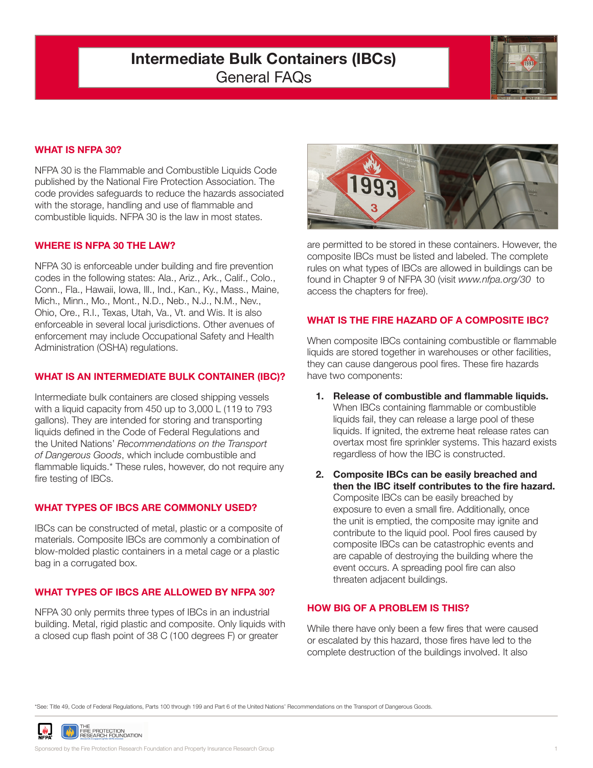# Intermediate Bulk Containers (IBCs)
## General FAQs

### WHAT IS NFPA 30?

NFPA 30 is the Flammable and Combustible Liquids Code published by the National Fire Protection Association. The code provides safeguards to reduce the hazards associated with the storage, handling and use of flammable and combustible liquids. NFPA 30 is the law in most states.

### WHERE IS NFPA 30 THE LAW?

NFPA 30 is enforceable under building and fire prevention codes in the following states: Ala., Ariz., Ark., Calif., Colo., Conn., Fla., Hawaii, Iowa, Ill., Ind., Kan., Ky., Mass., Maine, Mich., Minn., Mo., Mont., N.D., Neb., N.J., N.M., Nev., Ohio, Ore., R.I., Texas, Utah, Va., Vt. and Wis. It is also enforceable in several local jurisdictions. Other avenues of enforcement may include Occupational Safety and Health Administration (OSHA) regulations.

### WHAT IS AN INTERMEDIATE BULK CONTAINER (IBC)?

Intermediate bulk containers are closed shipping vessels with a liquid capacity from 450 up to 3,000 L (119 to 793 gallons). They are intended for storing and transporting liquids defined in the Code of Federal Regulations and the United Nations' *Recommendations on the Transport of Dangerous Goods*, which include combustible and flammable liquids.* These rules, however, do not require any fire testing of IBCs.

### WHAT TYPES OF IBCS ARE COMMONLY USED?

IBCs can be constructed of metal, plastic or a composite of materials. Composite IBCs are commonly a combination of blow-molded plastic containers in a metal cage or a plastic bag in a corrugated box.

### WHAT TYPES OF IBCS ARE ALLOWED BY NFPA 30?

NFPA 30 only permits three types of IBCs in an industrial building. Metal, rigid plastic and composite. Only liquids with a closed cup flash point of 38 C (100 degrees F) or greater are permitted to be stored in these containers. However, the composite IBCs must be listed and labeled. The complete rules on what types of IBCs are allowed in buildings can be found in Chapter 9 of NFPA 30 (visit *www.nfpa.org/30* to access the chapters for free).

### WHAT IS THE FIRE HAZARD OF A COMPOSITE IBC?

When composite IBCs containing combustible or flammable liquids are stored together in warehouses or other facilities, they can cause dangerous pool fires. These fire hazards have two components:

1. **Release of combustible and flammable liquids.** When IBCs containing flammable or combustible liquids fail, they can release a large pool of these liquids. If ignited, the extreme heat release rates can overtax most fire sprinkler systems. This hazard exists regardless of how the IBC is constructed.

2. **Composite IBCs can be easily breached and then the IBC itself contributes to the fire hazard.** Composite IBCs can be easily breached by exposure to even a small fire. Additionally, once the unit is emptied, the composite may ignite and contribute to the liquid pool. Pool fires caused by composite IBCs can be catastrophic events and are capable of destroying the building where the event occurs. A spreading pool fire can also threaten adjacent buildings.

### HOW BIG OF A PROBLEM IS THIS?

While there have only been a few fires that were caused or escalated by this hazard, those fires have led to the complete destruction of the buildings involved. It also

*See: Title 49, Code of Federal Regulations, Parts 100 through 199 and Part 6 of the United Nations' Recommendations on the Transport of Dangerous Goods.

Sponsored by the Fire Protection Research Foundation and Property Insurance Research Group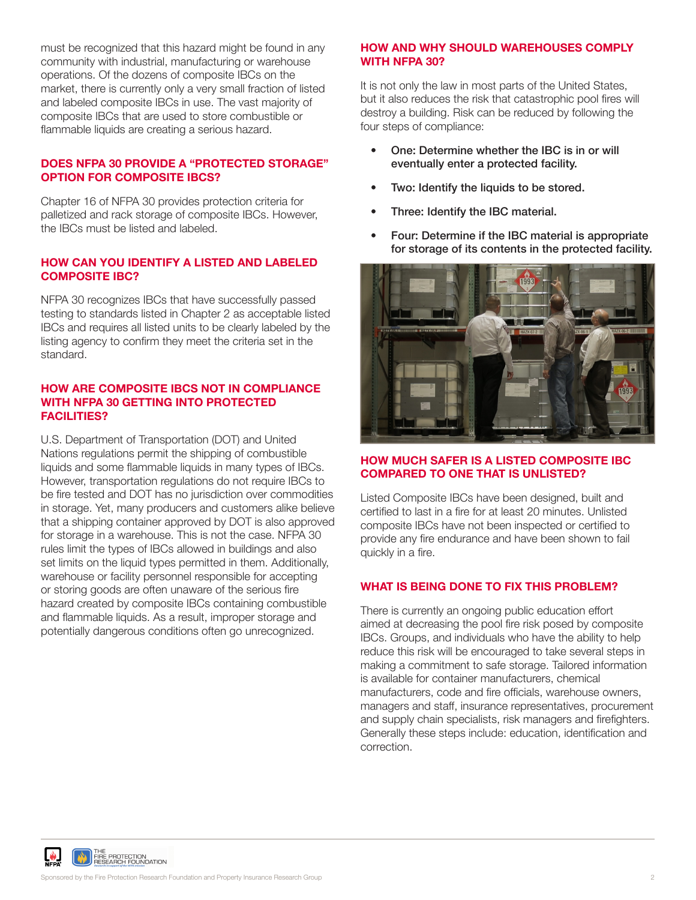must be recognized that this hazard might be found in any community with industrial, manufacturing or warehouse operations. Of the dozens of composite IBCs on the market, there is currently only a very small fraction of listed and labeled composite IBCs in use. The vast majority of composite IBCs that are used to store combustible or flammable liquids are creating a serious hazard.

## DOES NFPA 30 PROVIDE A "PROTECTED STORAGE" OPTION FOR COMPOSITE IBCS?

Chapter 16 of NFPA 30 provides protection criteria for palletized and rack storage of composite IBCs. However, the IBCs must be listed and labeled.

## HOW CAN YOU IDENTIFY A LISTED AND LABELED COMPOSITE IBC?

NFPA 30 recognizes IBCs that have successfully passed testing to standards listed in Chapter 2 as acceptable listed IBCs and requires all listed units to be clearly labeled by the listing agency to confirm they meet the criteria set in the standard.

## HOW ARE COMPOSITE IBCS NOT IN COMPLIANCE WITH NFPA 30 GETTING INTO PROTECTED FACILITIES?

U.S. Department of Transportation (DOT) and United Nations regulations permit the shipping of combustible liquids and some flammable liquids in many types of IBCs. However, transportation regulations do not require IBCs to be fire tested and DOT has no jurisdiction over commodities in storage. Yet, many producers and customers alike believe that a shipping container approved by DOT is also approved for storage in a warehouse. This is not the case. NFPA 30 rules limit the types of IBCs allowed in buildings and also set limits on the liquid types permitted in them. Additionally, warehouse or facility personnel responsible for accepting or storing goods are often unaware of the serious fire hazard created by composite IBCs containing combustible and flammable liquids. As a result, improper storage and potentially dangerous conditions often go unrecognized.

## HOW AND WHY SHOULD WAREHOUSES COMPLY WITH NFPA 30?

It is not only the law in most parts of the United States, but it also reduces the risk that catastrophic pool fires will destroy a building. Risk can be reduced by following the four steps of compliance:

- **One: Determine whether the IBC is in or will eventually enter a protected facility.**
- **Two: Identify the liquids to be stored.**
- **Three: Identify the IBC material.**
- **Four: Determine if the IBC material is appropriate for storage of its contents in the protected facility.**

## HOW MUCH SAFER IS A LISTED COMPOSITE IBC COMPARED TO ONE THAT IS UNLISTED?

Listed Composite IBCs have been designed, built and certified to last in a fire for at least 20 minutes. Unlisted composite IBCs have not been inspected or certified to provide any fire endurance and have been shown to fail quickly in a fire.

## WHAT IS BEING DONE TO FIX THIS PROBLEM?

There is currently an ongoing public education effort aimed at decreasing the pool fire risk posed by composite IBCs. Groups, and individuals who have the ability to help reduce this risk will be encouraged to take several steps in making a commitment to safe storage. Tailored information is available for container manufacturers, chemical manufacturers, code and fire officials, warehouse owners, managers and staff, insurance representatives, procurement and supply chain specialists, risk managers and firefighters. Generally these steps include: education, identification and correction.

Sponsored by the Fire Protection Research Foundation and Property Insurance Research Group